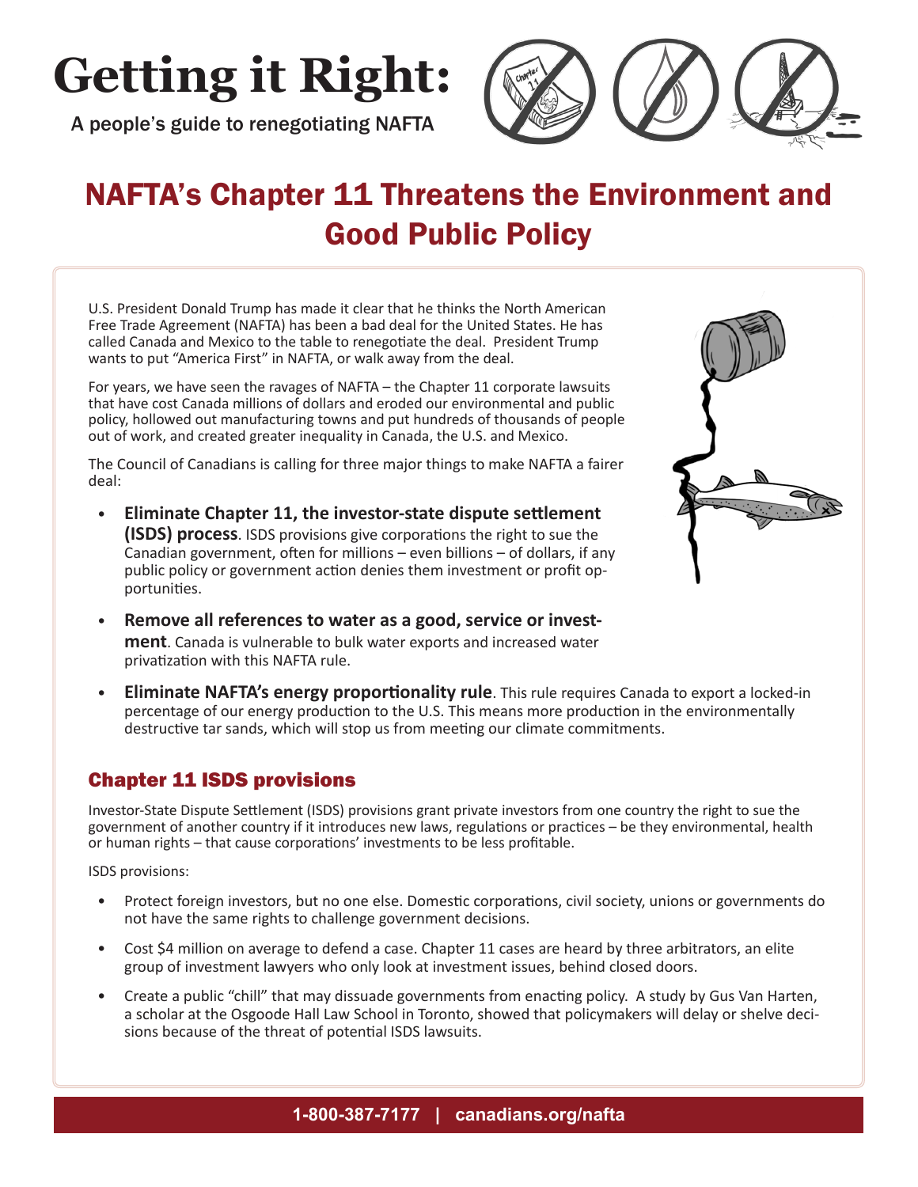# Getting it Right:

A people's guide to renegotiating NAFTA

## NAFTA's Chapter 11 Threatens the Environment and Good Public Policy

U.S. President Donald Trump has made it clear that he thinks the North American Free Trade Agreement (NAFTA) has been a bad deal for the United States. He has called Canada and Mexico to the table to renegotiate the deal. President Trump wants to put "America First" in NAFTA, or walk away from the deal.

For years, we have seen the ravages of NAFTA – the Chapter 11 corporate lawsuits that have cost Canada millions of dollars and eroded our environmental and public policy, hollowed out manufacturing towns and put hundreds of thousands of people out of work, and created greater inequality in Canada, the U.S. and Mexico.

The Council of Canadians is calling for three major things to make NAFTA a fairer deal:

- **Eliminate Chapter 11, the investor-state dispute settlement (ISDS) process**. ISDS provisions give corporations the right to sue the Canadian government, often for millions – even billions – of dollars, if any public policy or government action denies them investment or profit opportunities.
- **Remove all references to water as a good, service or investment**. Canada is vulnerable to bulk water exports and increased water privatization with this NAFTA rule.
- **Eliminate NAFTA's energy proportionality rule**. This rule requires Canada to export a locked-in percentage of our energy production to the U.S. This means more production in the environmentally destructive tar sands, which will stop us from meeting our climate commitments.

### Chapter 11 ISDS provisions

Investor-State Dispute Settlement (ISDS) provisions grant private investors from one country the right to sue the government of another country if it introduces new laws, regulations or practices – be they environmental, health or human rights – that cause corporations' investments to be less profitable.

ISDS provisions:

- Protect foreign investors, but no one else. Domestic corporations, civil society, unions or governments do not have the same rights to challenge government decisions.
- Cost $4 million on average to defend a case. Chapter 11 cases are heard by three arbitrators, an elite group of investment lawyers who only look at investment issues, behind closed doors.
- Create a public "chill" that may dissuade governments from enacting policy. A study by Gus Van Harten, a scholar at the Osgoode Hall Law School in Toronto, showed that policymakers will delay or shelve decisions because of the threat of potential ISDS lawsuits.

**1-800-387-7177 | canadians.org/nafta**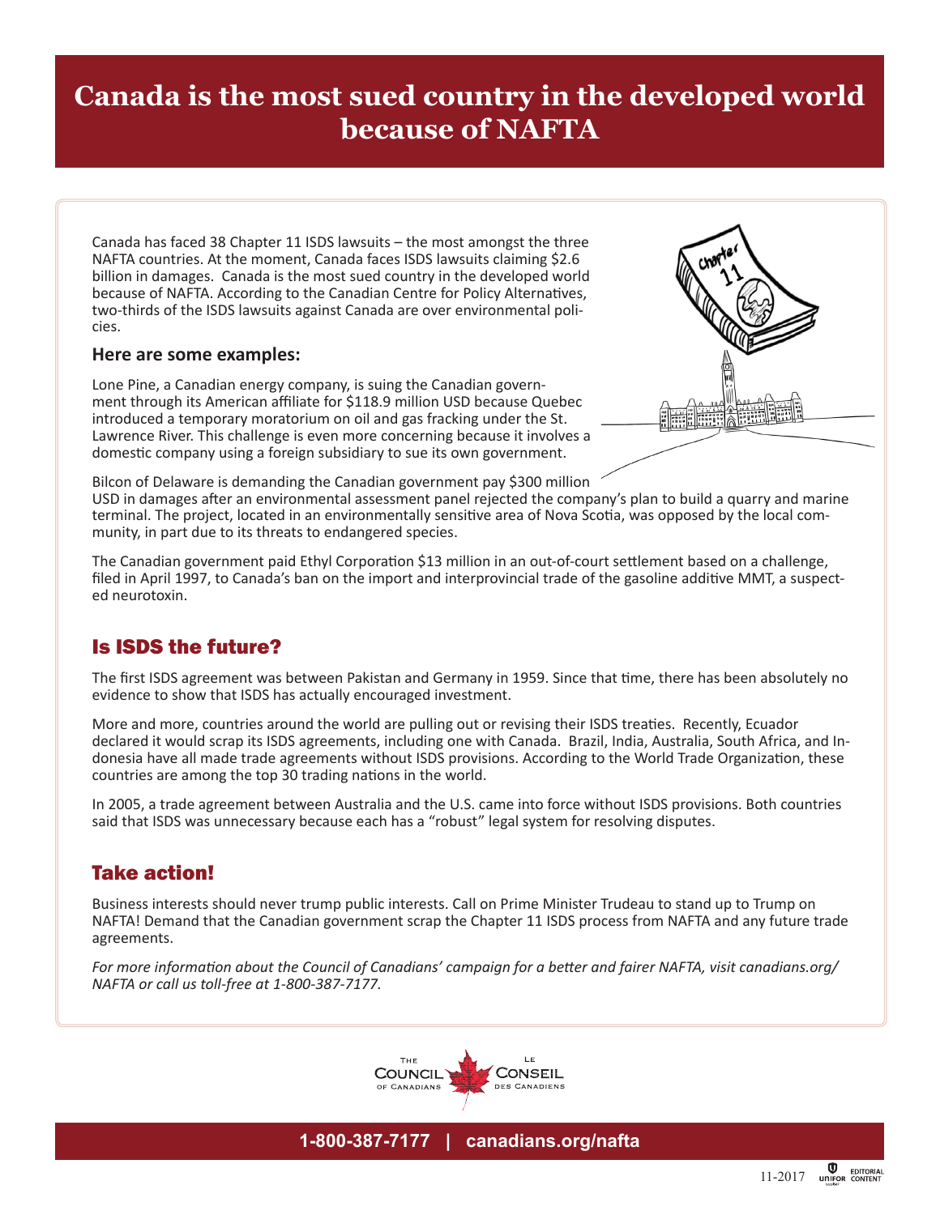# Canada is the most sued country in the developed world because of NAFTA

Canada has faced 38 Chapter 11 ISDS lawsuits – the most amongst the three NAFTA countries. At the moment, Canada faces ISDS lawsuits claiming $2.6 billion in damages. Canada is the most sued country in the developed world because of NAFTA. According to the Canadian Centre for Policy Alternatives, two-thirds of the ISDS lawsuits against Canada are over environmental policies.

**Here are some examples:**

Lone Pine, a Canadian energy company, is suing the Canadian government through its American affiliate for $118.9 million USD because Quebec introduced a temporary moratorium on oil and gas fracking under the St. Lawrence River. This challenge is even more concerning because it involves a domestic company using a foreign subsidiary to sue its own government.

Bilcon of Delaware is demanding the Canadian government pay $300 million USD in damages after an environmental assessment panel rejected the company's plan to build a quarry and marine terminal. The project, located in an environmentally sensitive area of Nova Scotia, was opposed by the local community, in part due to its threats to endangered species.

The Canadian government paid Ethyl Corporation $13 million in an out-of-court settlement based on a challenge, filed in April 1997, to Canada's ban on the import and interprovincial trade of the gasoline additive MMT, a suspected neurotoxin.

## Is ISDS the future?

The first ISDS agreement was between Pakistan and Germany in 1959. Since that time, there has been absolutely no evidence to show that ISDS has actually encouraged investment.

More and more, countries around the world are pulling out or revising their ISDS treaties. Recently, Ecuador declared it would scrap its ISDS agreements, including one with Canada. Brazil, India, Australia, South Africa, and Indonesia have all made trade agreements without ISDS provisions. According to the World Trade Organization, these countries are among the top 30 trading nations in the world.

In 2005, a trade agreement between Australia and the U.S. came into force without ISDS provisions. Both countries said that ISDS was unnecessary because each has a "robust" legal system for resolving disputes.

## Take action!

Business interests should never trump public interests. Call on Prime Minister Trudeau to stand up to Trump on NAFTA! Demand that the Canadian government scrap the Chapter 11 ISDS process from NAFTA and any future trade agreements.

*For more information about the Council of Canadians' campaign for a better and fairer NAFTA, visit canadians.org/NAFTA or call us toll-free at 1-800-387-7177.*

The Council of Canadians | Le Conseil des Canadiens

**1-800-387-7177 | canadians.org/nafta**

11-2017